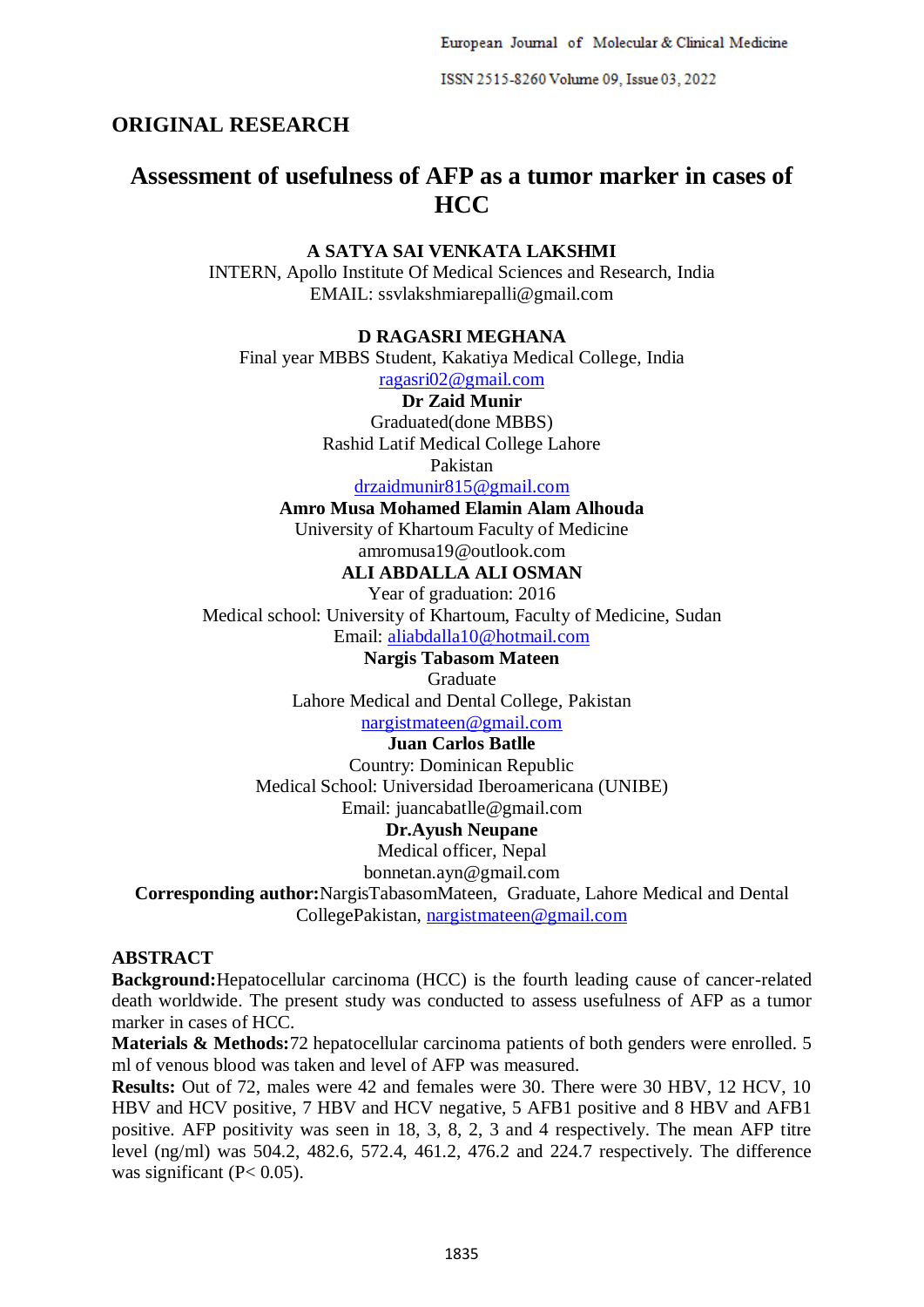**ORIGINAL RESEARCH**

# Assessment of usefulness of AFP as a tumor marker in cases of HCC

**A SATYA SAI VENKATA LAKSHMI**
INTERN, Apollo Institute Of Medical Sciences and Research, India
EMAIL: ssvlakshmiarepalli@gmail.com

**D RAGASRI MEGHANA**
Final year MBBS Student, Kakatiya Medical College, India
ragasri02@gmail.com

**Dr Zaid Munir**
Graduated(done MBBS)
Rashid Latif Medical College Lahore
Pakistan
drzaidmunir815@gmail.com

**Amro Musa Mohamed Elamin Alam Alhouda**
University of Khartoum Faculty of Medicine
amromusa19@outlook.com

**ALI ABDALLA ALI OSMAN**
Year of graduation: 2016
Medical school: University of Khartoum, Faculty of Medicine, Sudan
Email: aliabdalla10@hotmail.com

**Nargis Tabasom Mateen**
Graduate
Lahore Medical and Dental College, Pakistan
nargistmateen@gmail.com

**Juan Carlos Batlle**
Country: Dominican Republic
Medical School: Universidad Iberoamericana (UNIBE)
Email: juancabatlle@gmail.com

**Dr.Ayush Neupane**
Medical officer, Nepal
bonnetan.ayn@gmail.com

**Corresponding author:** NargisTabasomMateen, Graduate, Lahore Medical and Dental CollegePakistan, nargistmateen@gmail.com

## ABSTRACT

**Background:** Hepatocellular carcinoma (HCC) is the fourth leading cause of cancer-related death worldwide. The present study was conducted to assess usefulness of AFP as a tumor marker in cases of HCC.

**Materials & Methods:** 72 hepatocellular carcinoma patients of both genders were enrolled. 5 ml of venous blood was taken and level of AFP was measured.

**Results:** Out of 72, males were 42 and females were 30. There were 30 HBV, 12 HCV, 10 HBV and HCV positive, 7 HBV and HCV negative, 5 AFB1 positive and 8 HBV and AFB1 positive. AFP positivity was seen in 18, 3, 8, 2, 3 and 4 respectively. The mean AFP titre level (ng/ml) was 504.2, 482.6, 572.4, 461.2, 476.2 and 224.7 respectively. The difference was significant ($P < 0.05$).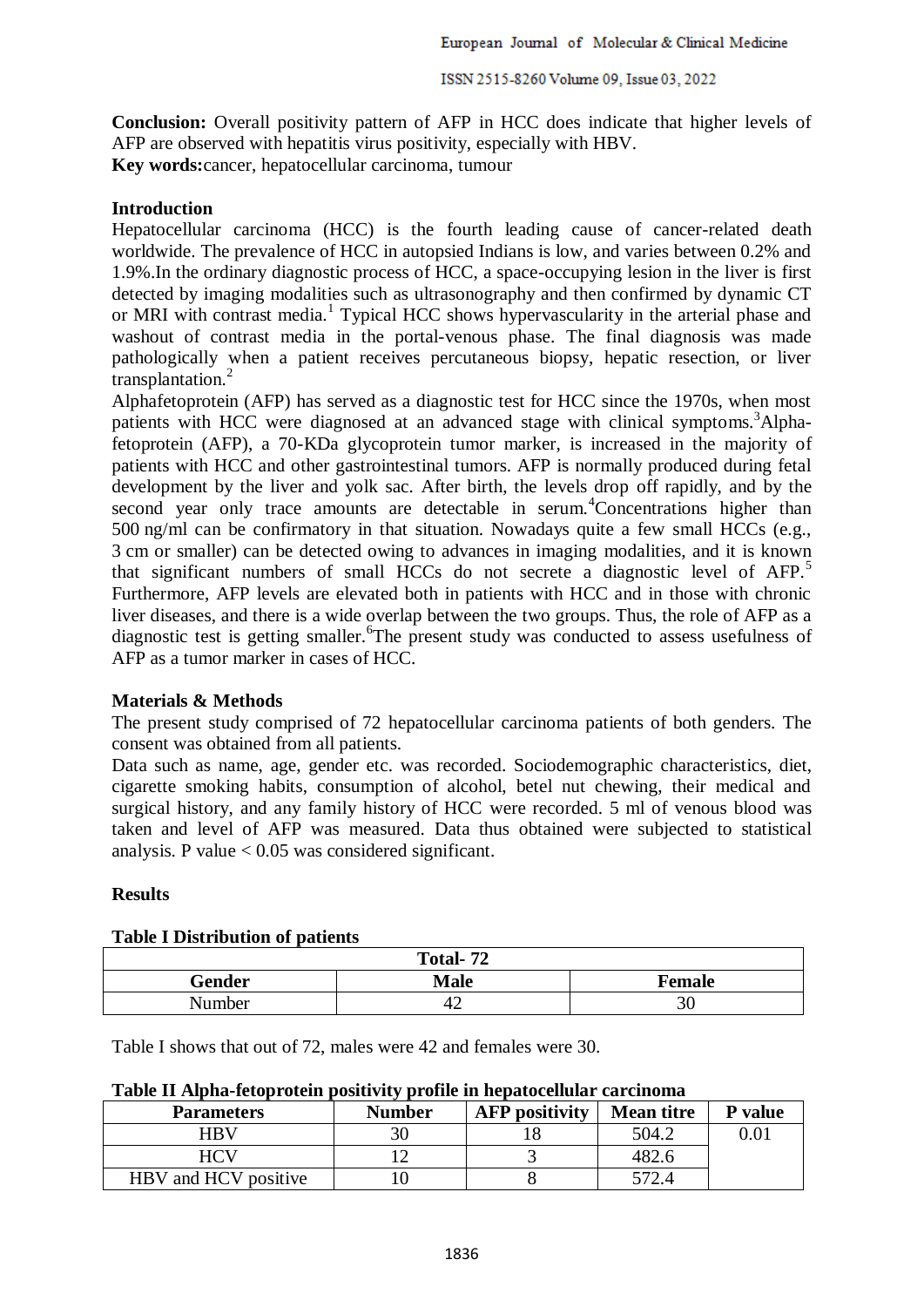**Conclusion:** Overall positivity pattern of AFP in HCC does indicate that higher levels of AFP are observed with hepatitis virus positivity, especially with HBV.

**Key words:**cancer, hepatocellular carcinoma, tumour

## Introduction

Hepatocellular carcinoma (HCC) is the fourth leading cause of cancer-related death worldwide. The prevalence of HCC in autopsied Indians is low, and varies between 0.2% and 1.9%.In the ordinary diagnostic process of HCC, a space-occupying lesion in the liver is first detected by imaging modalities such as ultrasonography and then confirmed by dynamic CT or MRI with contrast media.[1] Typical HCC shows hypervascularity in the arterial phase and washout of contrast media in the portal-venous phase. The final diagnosis was made pathologically when a patient receives percutaneous biopsy, hepatic resection, or liver transplantation.[2]

Alphafetoprotein (AFP) has served as a diagnostic test for HCC since the 1970s, when most patients with HCC were diagnosed at an advanced stage with clinical symptoms.[3]Alpha-fetoprotein (AFP), a 70-KDa glycoprotein tumor marker, is increased in the majority of patients with HCC and other gastrointestinal tumors. AFP is normally produced during fetal development by the liver and yolk sac. After birth, the levels drop off rapidly, and by the second year only trace amounts are detectable in serum.[4]Concentrations higher than 500 ng/ml can be confirmatory in that situation. Nowadays quite a few small HCCs (e.g., 3 cm or smaller) can be detected owing to advances in imaging modalities, and it is known that significant numbers of small HCCs do not secrete a diagnostic level of AFP.[5] Furthermore, AFP levels are elevated both in patients with HCC and in those with chronic liver diseases, and there is a wide overlap between the two groups. Thus, the role of AFP as a diagnostic test is getting smaller.[6]The present study was conducted to assess usefulness of AFP as a tumor marker in cases of HCC.

## Materials & Methods

The present study comprised of 72 hepatocellular carcinoma patients of both genders. The consent was obtained from all patients.

Data such as name, age, gender etc. was recorded. Sociodemographic characteristics, diet, cigarette smoking habits, consumption of alcohol, betel nut chewing, their medical and surgical history, and any family history of HCC were recorded. 5 ml of venous blood was taken and level of AFP was measured. Data thus obtained were subjected to statistical analysis. P value < 0.05 was considered significant.

## Results

**Table I Distribution of patients**

| Total- 72 | | |
|---|---|---|
| **Gender** | **Male** | **Female** |
| Number | 42 | 30 |

Table I shows that out of 72, males were 42 and females were 30.

**Table II Alpha-fetoprotein positivity profile in hepatocellular carcinoma**

| Parameters | Number | AFP positivity | Mean titre | P value |
|---|---|---|---|---|
| HBV | 30 | 18 | 504.2 | 0.01 |
| HCV | 12 | 3 | 482.6 | |
| HBV and HCV positive | 10 | 8 | 572.4 | |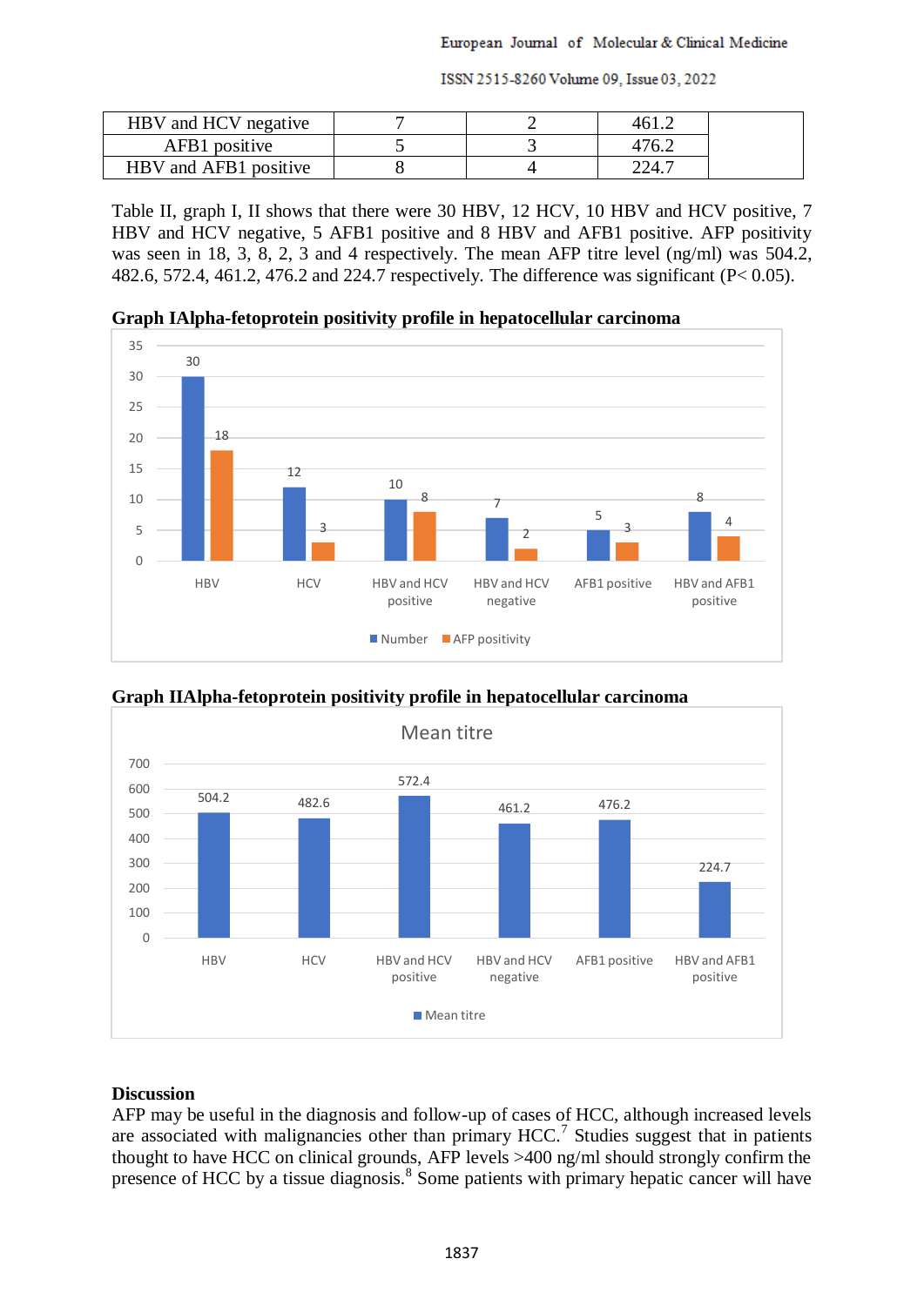| HBV and HCV negative | 7 | 2 | 461.2 | |
|---|---|---|---|---|
| AFB1 positive | 5 | 3 | 476.2 | |
| HBV and AFB1 positive | 8 | 4 | 224.7 | |

Table II, graph I, II shows that there were 30 HBV, 12 HCV, 10 HBV and HCV positive, 7 HBV and HCV negative, 5 AFB1 positive and 8 HBV and AFB1 positive. AFP positivity was seen in 18, 3, 8, 2, 3 and 4 respectively. The mean AFP titre level (ng/ml) was 504.2, 482.6, 572.4, 461.2, 476.2 and 224.7 respectively. The difference was significant ($P < 0.05$).

**Graph IAlpha-fetoprotein positivity profile in hepatocellular carcinoma**

| | Number | AFP positivity |
|---|---|---|
| HBV | 30 | 18 |
| HCV | 12 | 3 |
| HBV and HCV positive | 10 | 8 |
| HBV and HCV negative | 7 | 2 |
| AFB1 positive | 5 | 3 |
| HBV and AFB1 positive | 8 | 4 |

**Graph IIAlpha-fetoprotein positivity profile in hepatocellular carcinoma**

Mean titre

| | Mean titre |
|---|---|
| HBV | 504.2 |
| HCV | 482.6 |
| HBV and HCV positive | 572.4 |
| HBV and HCV negative | 461.2 |
| AFB1 positive | 476.2 |
| HBV and AFB1 positive | 224.7 |

## Discussion

AFP may be useful in the diagnosis and follow-up of cases of HCC, although increased levels are associated with malignancies other than primary HCC.[7] Studies suggest that in patients thought to have HCC on clinical grounds, AFP levels >400 ng/ml should strongly confirm the presence of HCC by a tissue diagnosis.[8] Some patients with primary hepatic cancer will have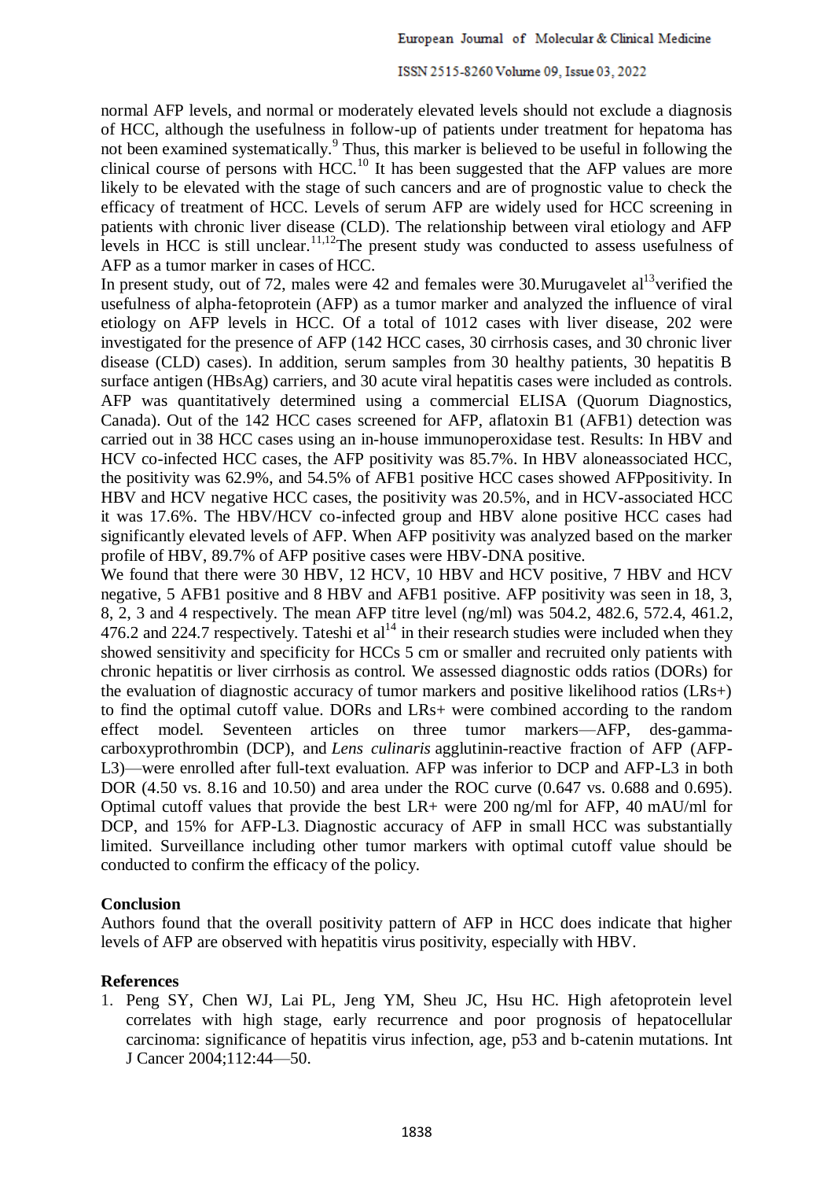normal AFP levels, and normal or moderately elevated levels should not exclude a diagnosis of HCC, although the usefulness in follow-up of patients under treatment for hepatoma has not been examined systematically.[9] Thus, this marker is believed to be useful in following the clinical course of persons with HCC.[10] It has been suggested that the AFP values are more likely to be elevated with the stage of such cancers and are of prognostic value to check the efficacy of treatment of HCC. Levels of serum AFP are widely used for HCC screening in patients with chronic liver disease (CLD). The relationship between viral etiology and AFP levels in HCC is still unclear.[11,12]The present study was conducted to assess usefulness of AFP as a tumor marker in cases of HCC.

In present study, out of 72, males were 42 and females were 30.Murugavelet al[13]verified the usefulness of alpha-fetoprotein (AFP) as a tumor marker and analyzed the influence of viral etiology on AFP levels in HCC. Of a total of 1012 cases with liver disease, 202 were investigated for the presence of AFP (142 HCC cases, 30 cirrhosis cases, and 30 chronic liver disease (CLD) cases). In addition, serum samples from 30 healthy patients, 30 hepatitis B surface antigen (HBsAg) carriers, and 30 acute viral hepatitis cases were included as controls. AFP was quantitatively determined using a commercial ELISA (Quorum Diagnostics, Canada). Out of the 142 HCC cases screened for AFP, aflatoxin B1 (AFB1) detection was carried out in 38 HCC cases using an in-house immunoperoxidase test. Results: In HBV and HCV co-infected HCC cases, the AFP positivity was 85.7%. In HBV aloneassociated HCC, the positivity was 62.9%, and 54.5% of AFB1 positive HCC cases showed AFPpositivity. In HBV and HCV negative HCC cases, the positivity was 20.5%, and in HCV-associated HCC it was 17.6%. The HBV/HCV co-infected group and HBV alone positive HCC cases had significantly elevated levels of AFP. When AFP positivity was analyzed based on the marker profile of HBV, 89.7% of AFP positive cases were HBV-DNA positive.

We found that there were 30 HBV, 12 HCV, 10 HBV and HCV positive, 7 HBV and HCV negative, 5 AFB1 positive and 8 HBV and AFB1 positive. AFP positivity was seen in 18, 3, 8, 2, 3 and 4 respectively. The mean AFP titre level (ng/ml) was 504.2, 482.6, 572.4, 461.2, 476.2 and 224.7 respectively. Tateshi et al[14] in their research studies were included when they showed sensitivity and specificity for HCCs 5 cm or smaller and recruited only patients with chronic hepatitis or liver cirrhosis as control. We assessed diagnostic odds ratios (DORs) for the evaluation of diagnostic accuracy of tumor markers and positive likelihood ratios (LRs+) to find the optimal cutoff value. DORs and LRs+ were combined according to the random effect model. Seventeen articles on three tumor markers—AFP, des-gamma-carboxyprothrombin (DCP), and *Lens culinaris* agglutinin-reactive fraction of AFP (AFP-L3)—were enrolled after full-text evaluation. AFP was inferior to DCP and AFP-L3 in both DOR (4.50 vs. 8.16 and 10.50) and area under the ROC curve (0.647 vs. 0.688 and 0.695). Optimal cutoff values that provide the best LR+ were 200 ng/ml for AFP, 40 mAU/ml for DCP, and 15% for AFP-L3. Diagnostic accuracy of AFP in small HCC was substantially limited. Surveillance including other tumor markers with optimal cutoff value should be conducted to confirm the efficacy of the policy.

## Conclusion

Authors found that the overall positivity pattern of AFP in HCC does indicate that higher levels of AFP are observed with hepatitis virus positivity, especially with HBV.

## References

1. Peng SY, Chen WJ, Lai PL, Jeng YM, Sheu JC, Hsu HC. High afetoprotein level correlates with high stage, early recurrence and poor prognosis of hepatocellular carcinoma: significance of hepatitis virus infection, age, p53 and b-catenin mutations. Int J Cancer 2004;112:44—50.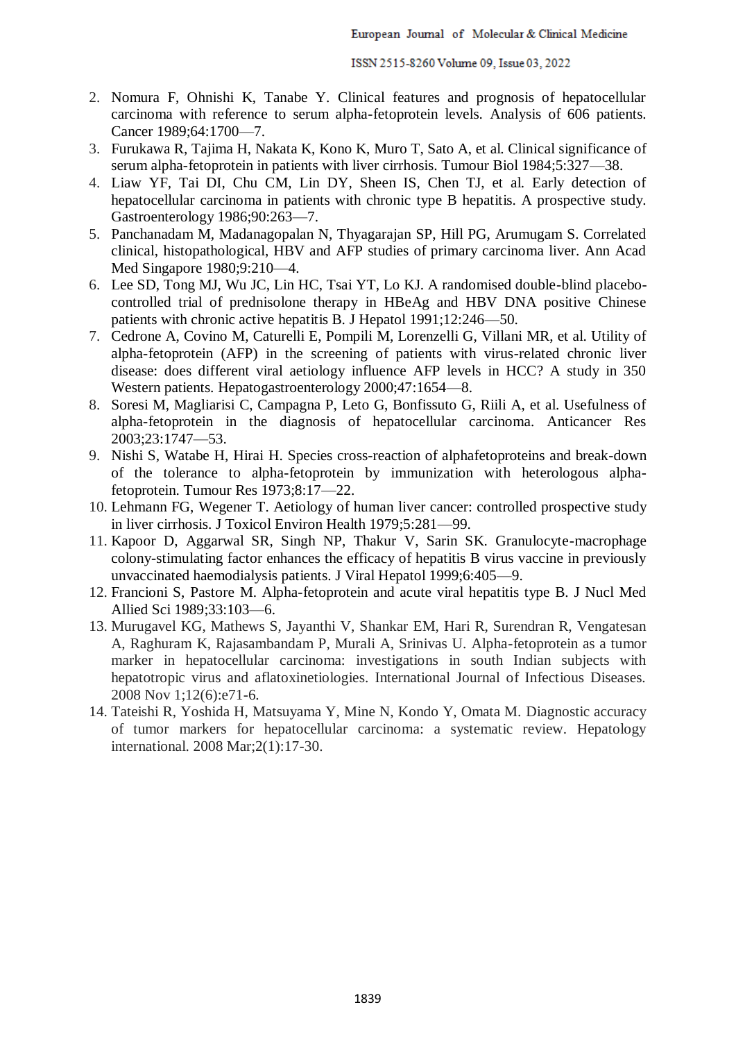2. Nomura F, Ohnishi K, Tanabe Y. Clinical features and prognosis of hepatocellular carcinoma with reference to serum alpha-fetoprotein levels. Analysis of 606 patients. Cancer 1989;64:1700—7.
3. Furukawa R, Tajima H, Nakata K, Kono K, Muro T, Sato A, et al. Clinical significance of serum alpha-fetoprotein in patients with liver cirrhosis. Tumour Biol 1984;5:327—38.
4. Liaw YF, Tai DI, Chu CM, Lin DY, Sheen IS, Chen TJ, et al. Early detection of hepatocellular carcinoma in patients with chronic type B hepatitis. A prospective study. Gastroenterology 1986;90:263—7.
5. Panchanadam M, Madanagopalan N, Thyagarajan SP, Hill PG, Arumugam S. Correlated clinical, histopathological, HBV and AFP studies of primary carcinoma liver. Ann Acad Med Singapore 1980;9:210—4.
6. Lee SD, Tong MJ, Wu JC, Lin HC, Tsai YT, Lo KJ. A randomised double-blind placebo-controlled trial of prednisolone therapy in HBeAg and HBV DNA positive Chinese patients with chronic active hepatitis B. J Hepatol 1991;12:246—50.
7. Cedrone A, Covino M, Caturelli E, Pompili M, Lorenzelli G, Villani MR, et al. Utility of alpha-fetoprotein (AFP) in the screening of patients with virus-related chronic liver disease: does different viral aetiology influence AFP levels in HCC? A study in 350 Western patients. Hepatogastroenterology 2000;47:1654—8.
8. Soresi M, Magliarisi C, Campagna P, Leto G, Bonfissuto G, Riili A, et al. Usefulness of alpha-fetoprotein in the diagnosis of hepatocellular carcinoma. Anticancer Res 2003;23:1747—53.
9. Nishi S, Watabe H, Hirai H. Species cross-reaction of alphafetoproteins and break-down of the tolerance to alpha-fetoprotein by immunization with heterologous alpha-fetoprotein. Tumour Res 1973;8:17—22.
10. Lehmann FG, Wegener T. Aetiology of human liver cancer: controlled prospective study in liver cirrhosis. J Toxicol Environ Health 1979;5:281—99.
11. Kapoor D, Aggarwal SR, Singh NP, Thakur V, Sarin SK. Granulocyte-macrophage colony-stimulating factor enhances the efficacy of hepatitis B virus vaccine in previously unvaccinated haemodialysis patients. J Viral Hepatol 1999;6:405—9.
12. Francioni S, Pastore M. Alpha-fetoprotein and acute viral hepatitis type B. J Nucl Med Allied Sci 1989;33:103—6.
13. Murugavel KG, Mathews S, Jayanthi V, Shankar EM, Hari R, Surendran R, Vengatesan A, Raghuram K, Rajasambandam P, Murali A, Srinivas U. Alpha-fetoprotein as a tumor marker in hepatocellular carcinoma: investigations in south Indian subjects with hepatotropic virus and aflatoxinetiologies. International Journal of Infectious Diseases. 2008 Nov 1;12(6):e71-6.
14. Tateishi R, Yoshida H, Matsuyama Y, Mine N, Kondo Y, Omata M. Diagnostic accuracy of tumor markers for hepatocellular carcinoma: a systematic review. Hepatology international. 2008 Mar;2(1):17-30.